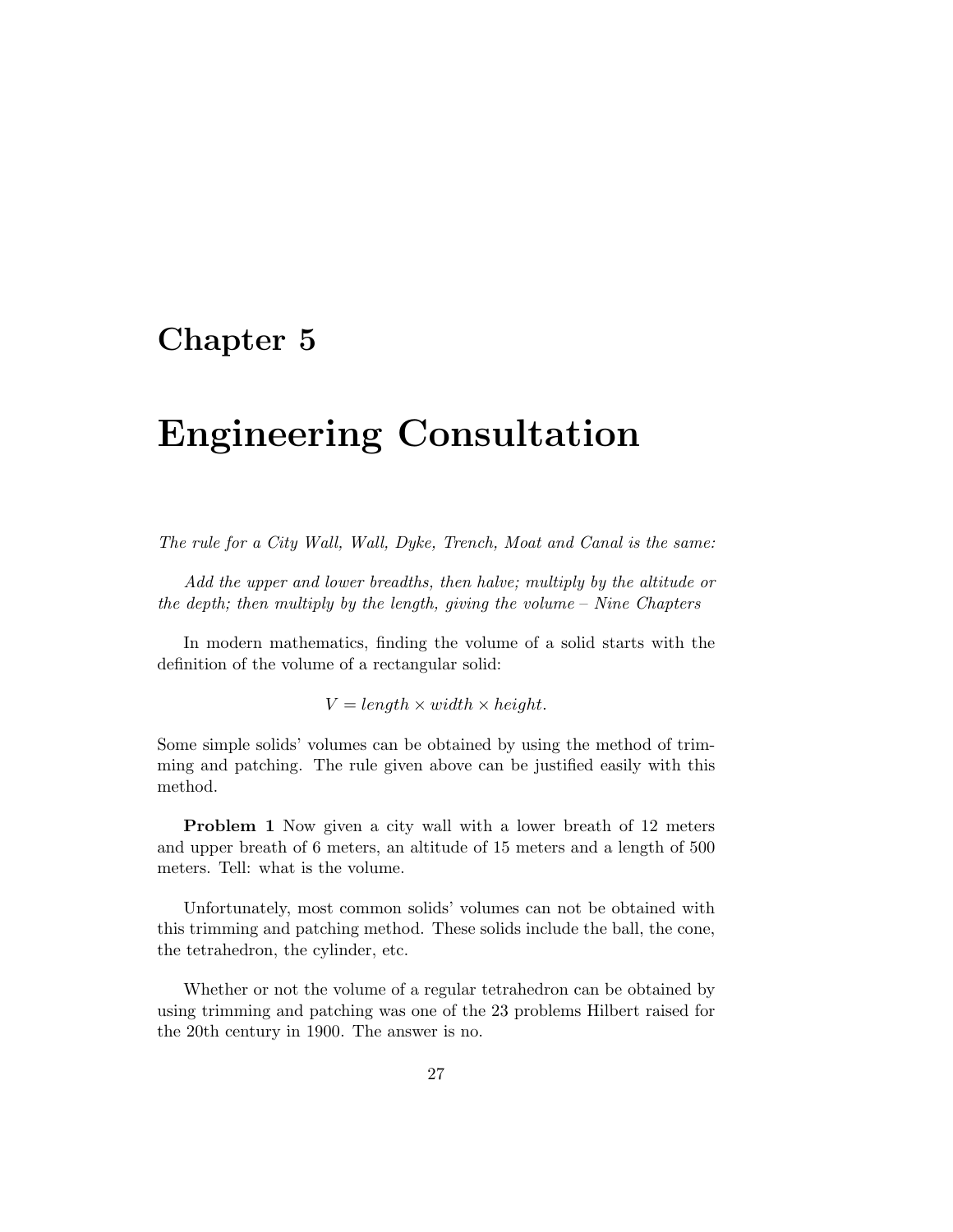# Chapter 5

# Engineering Consultation

*The rule for a City Wall, Wall, Dyke, Trench, Moat and Canal is the same:*

*Add the upper and lower breadths, then halve; multiply by the altitude or the depth; then multiply by the length, giving the volume – Nine Chapters*

In modern mathematics, finding the volume of a solid starts with the definition of the volume of a rectangular solid:

$$V = length \times width \times height.$$

Some simple solids' volumes can be obtained by using the method of trimming and patching. The rule given above can be justified easily with this method.

**Problem 1** Now given a city wall with a lower breath of 12 meters and upper breath of 6 meters, an altitude of 15 meters and a length of 500 meters. Tell: what is the volume.

Unfortunately, most common solids' volumes can not be obtained with this trimming and patching method. These solids include the ball, the cone, the tetrahedron, the cylinder, etc.

Whether or not the volume of a regular tetrahedron can be obtained by using trimming and patching was one of the 23 problems Hilbert raised for the 20th century in 1900. The answer is no.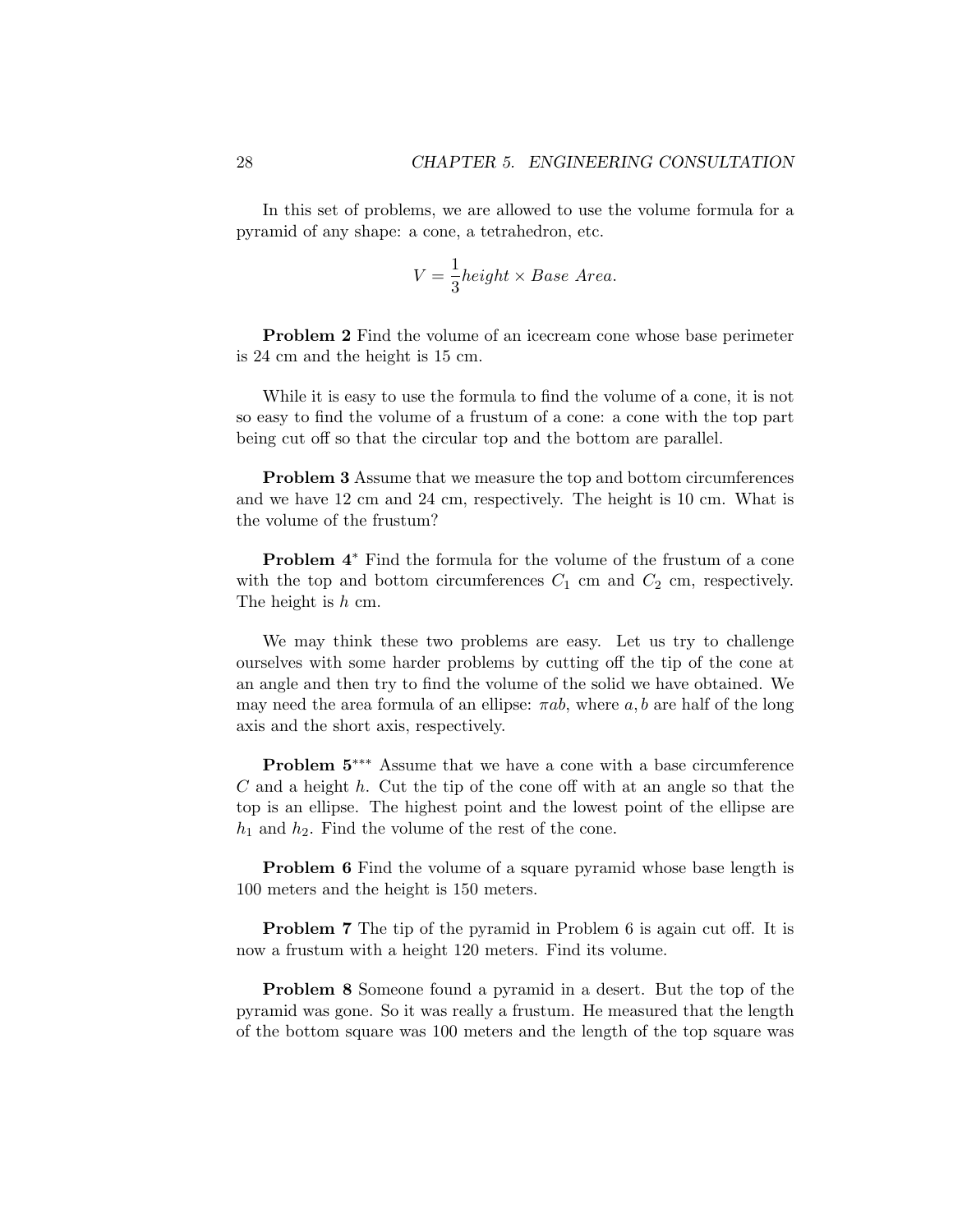In this set of problems, we are allowed to use the volume formula for a pyramid of any shape: a cone, a tetrahedron, etc.

$$V = \frac{1}{3} height \times Base\ Area.$$

**Problem 2** Find the volume of an icecream cone whose base perimeter is 24 cm and the height is 15 cm.

While it is easy to use the formula to find the volume of a cone, it is not so easy to find the volume of a frustum of a cone: a cone with the top part being cut off so that the circular top and the bottom are parallel.

**Problem 3** Assume that we measure the top and bottom circumferences and we have 12 cm and 24 cm, respectively. The height is 10 cm. What is the volume of the frustum?

**Problem 4*** Find the formula for the volume of the frustum of a cone with the top and bottom circumferences $C_1$ cm and $C_2$ cm, respectively. The height is $h$ cm.

We may think these two problems are easy. Let us try to challenge ourselves with some harder problems by cutting off the tip of the cone at an angle and then try to find the volume of the solid we have obtained. We may need the area formula of an ellipse: $\pi ab$, where $a, b$ are half of the long axis and the short axis, respectively.

**Problem 5***** Assume that we have a cone with a base circumference $C$ and a height $h$. Cut the tip of the cone off with at an angle so that the top is an ellipse. The highest point and the lowest point of the ellipse are $h_1$ and $h_2$. Find the volume of the rest of the cone.

**Problem 6** Find the volume of a square pyramid whose base length is 100 meters and the height is 150 meters.

**Problem 7** The tip of the pyramid in Problem 6 is again cut off. It is now a frustum with a height 120 meters. Find its volume.

**Problem 8** Someone found a pyramid in a desert. But the top of the pyramid was gone. So it was really a frustum. He measured that the length of the bottom square was 100 meters and the length of the top square was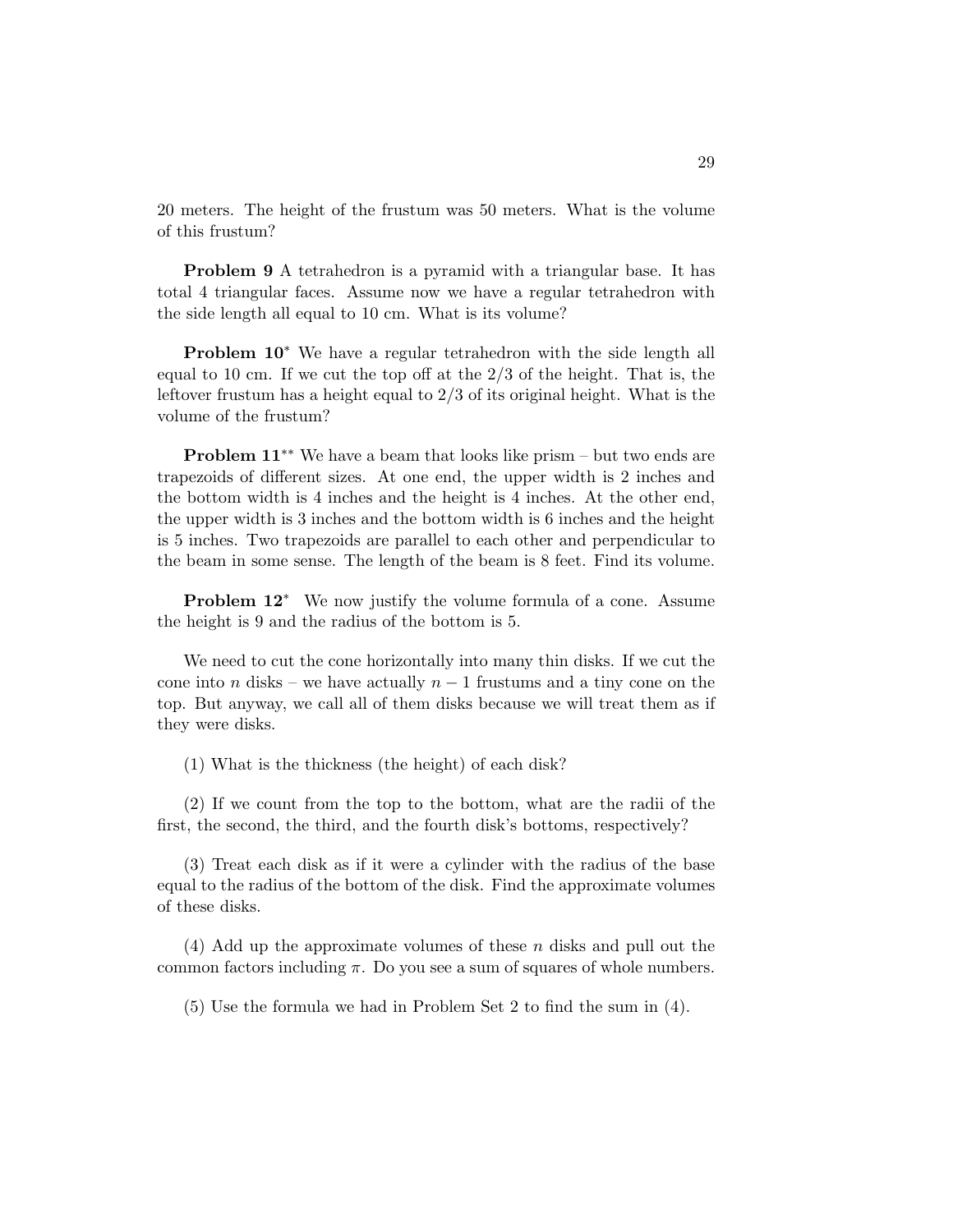20 meters. The height of the frustum was 50 meters. What is the volume of this frustum?

**Problem 9** A tetrahedron is a pyramid with a triangular base. It has total 4 triangular faces. Assume now we have a regular tetrahedron with the side length all equal to 10 cm. What is its volume?

**Problem 10**$^*$ We have a regular tetrahedron with the side length all equal to 10 cm. If we cut the top off at the $2/3$ of the height. That is, the leftover frustum has a height equal to $2/3$ of its original height. What is the volume of the frustum?

**Problem 11**$^{**}$ We have a beam that looks like prism – but two ends are trapezoids of different sizes. At one end, the upper width is 2 inches and the bottom width is 4 inches and the height is 4 inches. At the other end, the upper width is 3 inches and the bottom width is 6 inches and the height is 5 inches. Two trapezoids are parallel to each other and perpendicular to the beam in some sense. The length of the beam is 8 feet. Find its volume.

**Problem 12**$^*$ We now justify the volume formula of a cone. Assume the height is 9 and the radius of the bottom is 5.

We need to cut the cone horizontally into many thin disks. If we cut the cone into $n$ disks – we have actually $n-1$ frustums and a tiny cone on the top. But anyway, we call all of them disks because we will treat them as if they were disks.

(1) What is the thickness (the height) of each disk?

(2) If we count from the top to the bottom, what are the radii of the first, the second, the third, and the fourth disk's bottoms, respectively?

(3) Treat each disk as if it were a cylinder with the radius of the base equal to the radius of the bottom of the disk. Find the approximate volumes of these disks.

(4) Add up the approximate volumes of these $n$ disks and pull out the common factors including $\pi$. Do you see a sum of squares of whole numbers.

(5) Use the formula we had in Problem Set 2 to find the sum in (4).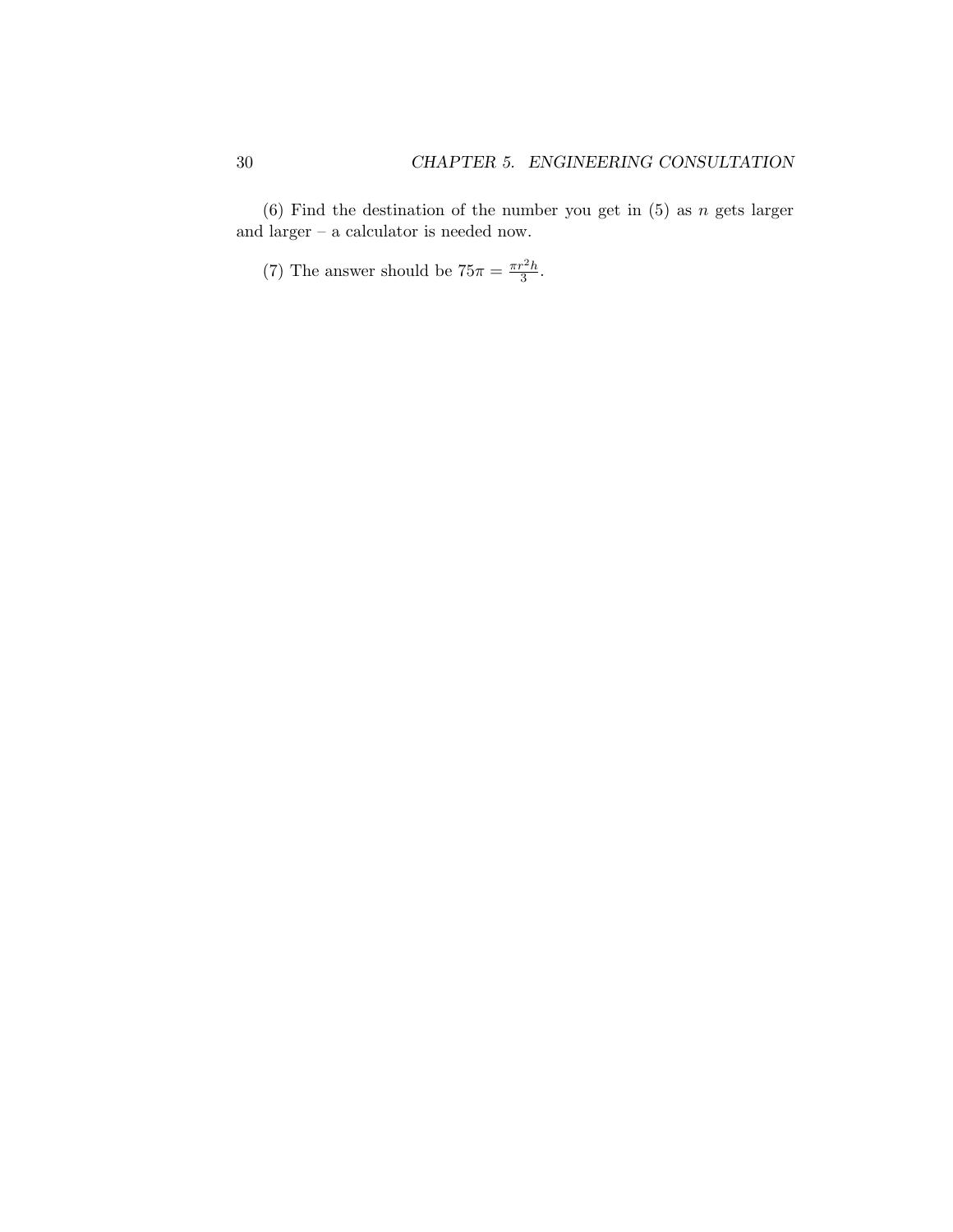(6) Find the destination of the number you get in (5) as $n$ gets larger and larger – a calculator is needed now.

(7) The answer should be $75\pi = \frac{\pi r^2 h}{3}$.